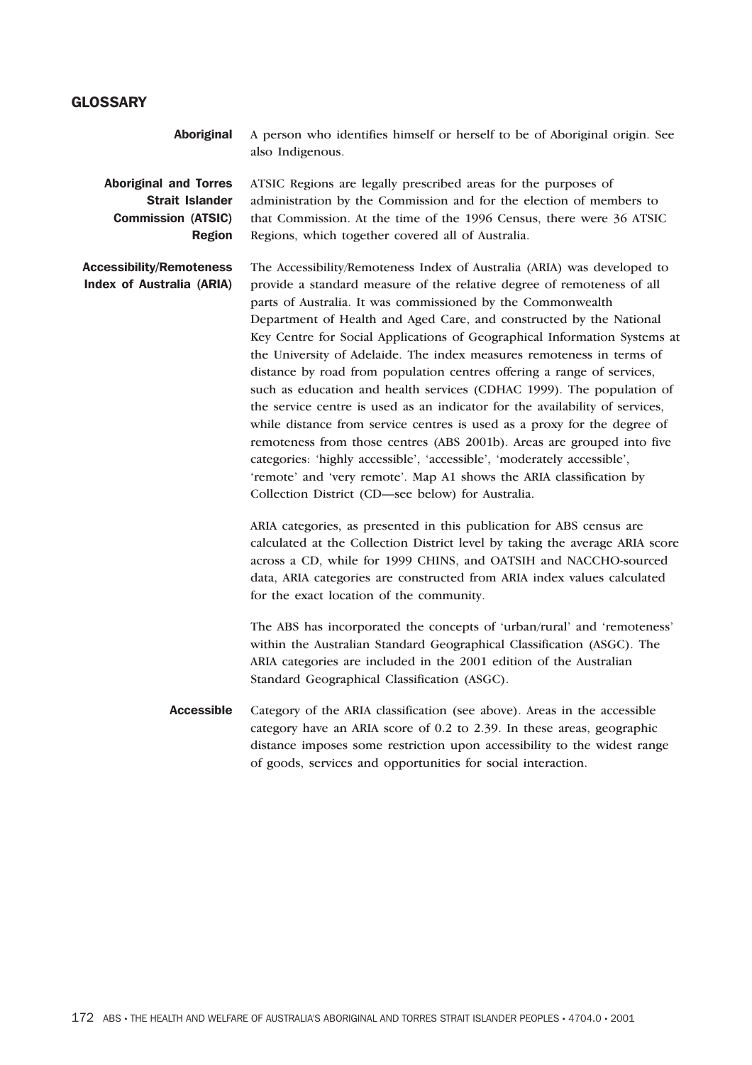# GLOSSARY

**Aboriginal**

A person who identifies himself or herself to be of Aboriginal origin. See also Indigenous.

**Aboriginal and Torres Strait Islander Commission (ATSIC) Region**

ATSIC Regions are legally prescribed areas for the purposes of administration by the Commission and for the election of members to that Commission. At the time of the 1996 Census, there were 36 ATSIC Regions, which together covered all of Australia.

**Accessibility/Remoteness Index of Australia (ARIA)**

The Accessibility/Remoteness Index of Australia (ARIA) was developed to provide a standard measure of the relative degree of remoteness of all parts of Australia. It was commissioned by the Commonwealth Department of Health and Aged Care, and constructed by the National Key Centre for Social Applications of Geographical Information Systems at the University of Adelaide. The index measures remoteness in terms of distance by road from population centres offering a range of services, such as education and health services (CDHAC 1999). The population of the service centre is used as an indicator for the availability of services, while distance from service centres is used as a proxy for the degree of remoteness from those centres (ABS 2001b). Areas are grouped into five categories: 'highly accessible', 'accessible', 'moderately accessible', 'remote' and 'very remote'. Map A1 shows the ARIA classification by Collection District (CD—see below) for Australia.

ARIA categories, as presented in this publication for ABS census are calculated at the Collection District level by taking the average ARIA score across a CD, while for 1999 CHINS, and OATSIH and NACCHO-sourced data, ARIA categories are constructed from ARIA index values calculated for the exact location of the community.

The ABS has incorporated the concepts of 'urban/rural' and 'remoteness' within the Australian Standard Geographical Classification (ASGC). The ARIA categories are included in the 2001 edition of the Australian Standard Geographical Classification (ASGC).

**Accessible**

Category of the ARIA classification (see above). Areas in the accessible category have an ARIA score of 0.2 to 2.39. In these areas, geographic distance imposes some restriction upon accessibility to the widest range of goods, services and opportunities for social interaction.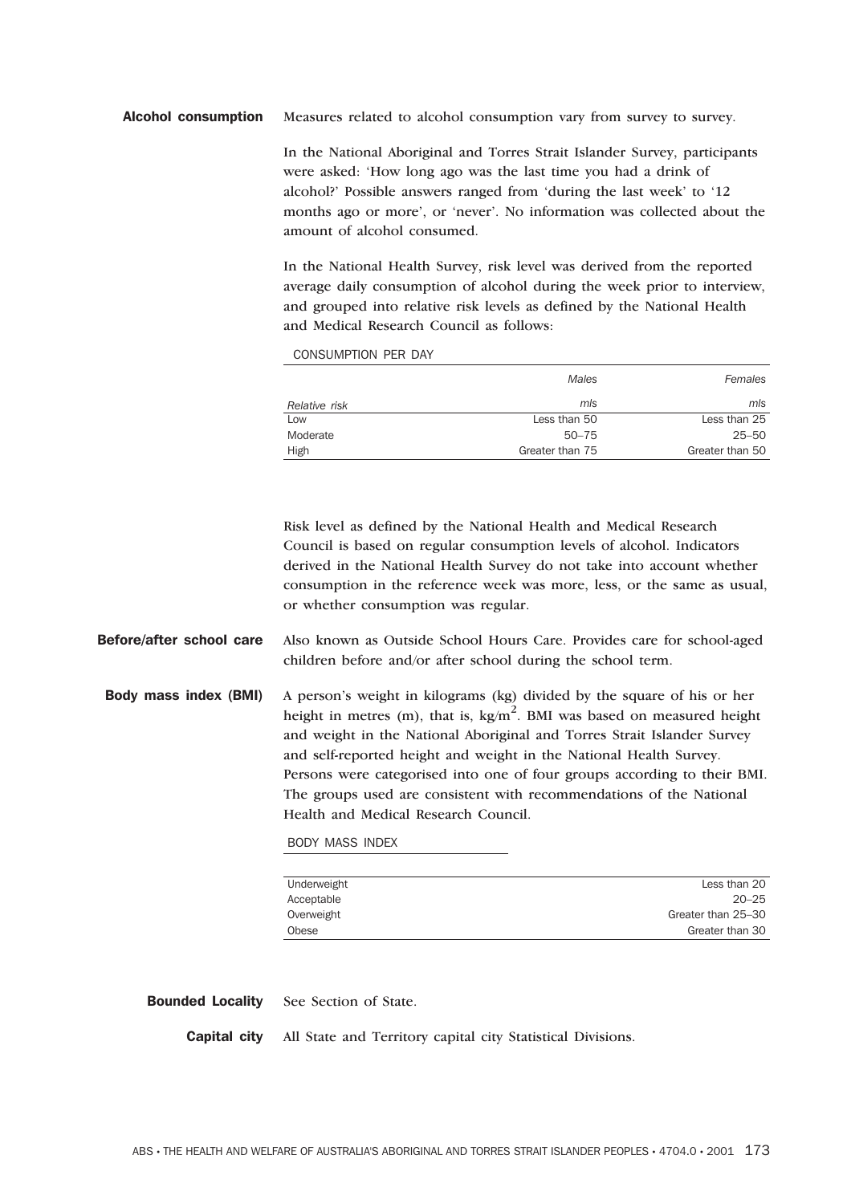**Alcohol consumption** Measures related to alcohol consumption vary from survey to survey.

In the National Aboriginal and Torres Strait Islander Survey, participants were asked: 'How long ago was the last time you had a drink of alcohol?' Possible answers ranged from 'during the last week' to '12 months ago or more', or 'never'. No information was collected about the amount of alcohol consumed.

In the National Health Survey, risk level was derived from the reported average daily consumption of alcohol during the week prior to interview, and grouped into relative risk levels as defined by the National Health and Medical Research Council as follows:

CONSUMPTION PER DAY

| | *Males* | *Females* |
|---|---|---|
| *Relative risk* | *mls* | *mls* |
| Low | Less than 50 | Less than 25 |
| Moderate | 50–75 | 25–50 |
| High | Greater than 75 | Greater than 50 |

Risk level as defined by the National Health and Medical Research Council is based on regular consumption levels of alcohol. Indicators derived in the National Health Survey do not take into account whether consumption in the reference week was more, less, or the same as usual, or whether consumption was regular.

**Before/after school care** Also known as Outside School Hours Care. Provides care for school-aged children before and/or after school during the school term.

**Body mass index (BMI)** A person's weight in kilograms (kg) divided by the square of his or her height in metres (m), that is, $kg/m^2$. BMI was based on measured height and weight in the National Aboriginal and Torres Strait Islander Survey and self-reported height and weight in the National Health Survey. Persons were categorised into one of four groups according to their BMI. The groups used are consistent with recommendations of the National Health and Medical Research Council.

BODY MASS INDEX

| | |
|---|---|
| Underweight | Less than 20 |
| Acceptable | 20–25 |
| Overweight | Greater than 25–30 |
| Obese | Greater than 30 |

**Bounded Locality** See Section of State.

**Capital city** All State and Territory capital city Statistical Divisions.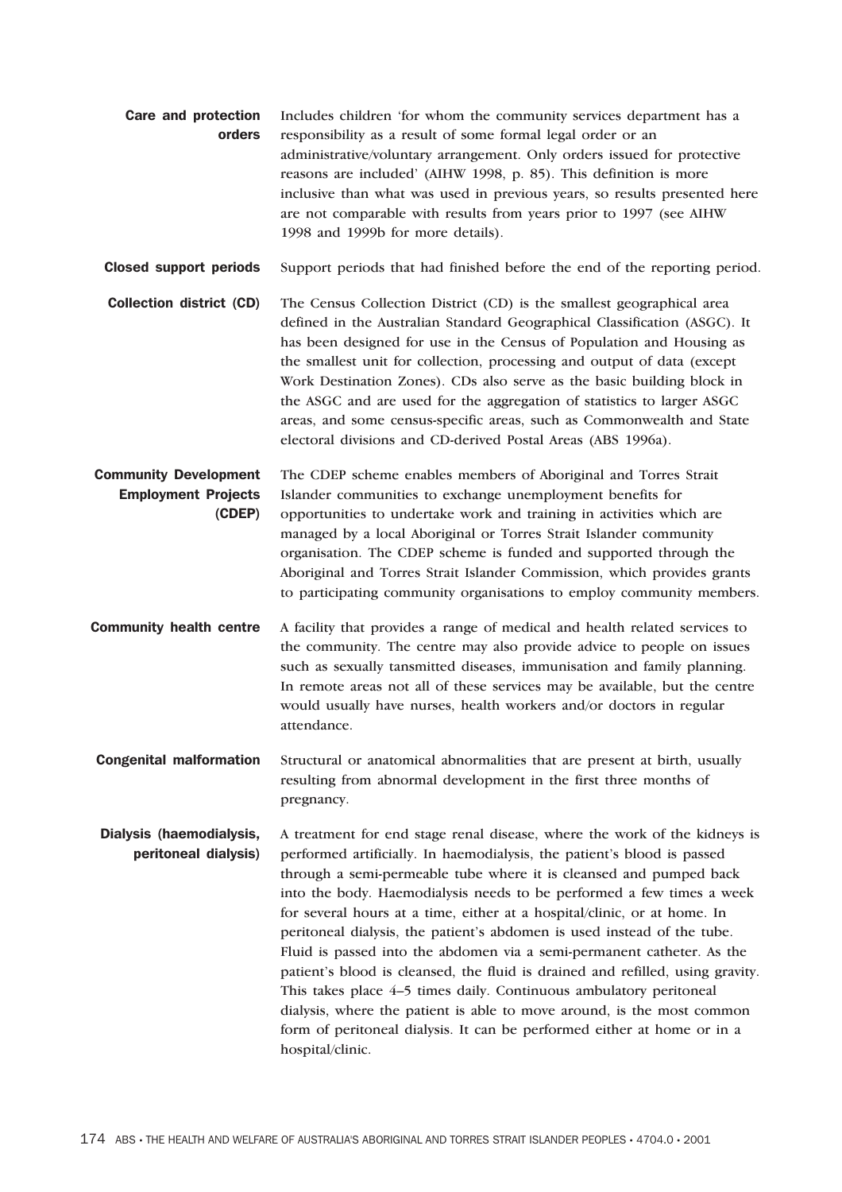**Care and protection orders** Includes children 'for whom the community services department has a responsibility as a result of some formal legal order or an administrative/voluntary arrangement. Only orders issued for protective reasons are included' (AIHW 1998, p. 85). This definition is more inclusive than what was used in previous years, so results presented here are not comparable with results from years prior to 1997 (see AIHW 1998 and 1999b for more details).

**Closed support periods** Support periods that had finished before the end of the reporting period.

**Collection district (CD)** The Census Collection District (CD) is the smallest geographical area defined in the Australian Standard Geographical Classification (ASGC). It has been designed for use in the Census of Population and Housing as the smallest unit for collection, processing and output of data (except Work Destination Zones). CDs also serve as the basic building block in the ASGC and are used for the aggregation of statistics to larger ASGC areas, and some census-specific areas, such as Commonwealth and State electoral divisions and CD-derived Postal Areas (ABS 1996a).

**Community Development Employment Projects (CDEP)** The CDEP scheme enables members of Aboriginal and Torres Strait Islander communities to exchange unemployment benefits for opportunities to undertake work and training in activities which are managed by a local Aboriginal or Torres Strait Islander community organisation. The CDEP scheme is funded and supported through the Aboriginal and Torres Strait Islander Commission, which provides grants to participating community organisations to employ community members.

**Community health centre** A facility that provides a range of medical and health related services to the community. The centre may also provide advice to people on issues such as sexually tansmitted diseases, immunisation and family planning. In remote areas not all of these services may be available, but the centre would usually have nurses, health workers and/or doctors in regular attendance.

**Congenital malformation** Structural or anatomical abnormalities that are present at birth, usually resulting from abnormal development in the first three months of pregnancy.

**Dialysis (haemodialysis, peritoneal dialysis)** A treatment for end stage renal disease, where the work of the kidneys is performed artificially. In haemodialysis, the patient's blood is passed through a semi-permeable tube where it is cleansed and pumped back into the body. Haemodialysis needs to be performed a few times a week for several hours at a time, either at a hospital/clinic, or at home. In peritoneal dialysis, the patient's abdomen is used instead of the tube. Fluid is passed into the abdomen via a semi-permanent catheter. As the patient's blood is cleansed, the fluid is drained and refilled, using gravity. This takes place 4–5 times daily. Continuous ambulatory peritoneal dialysis, where the patient is able to move around, is the most common form of peritoneal dialysis. It can be performed either at home or in a hospital/clinic.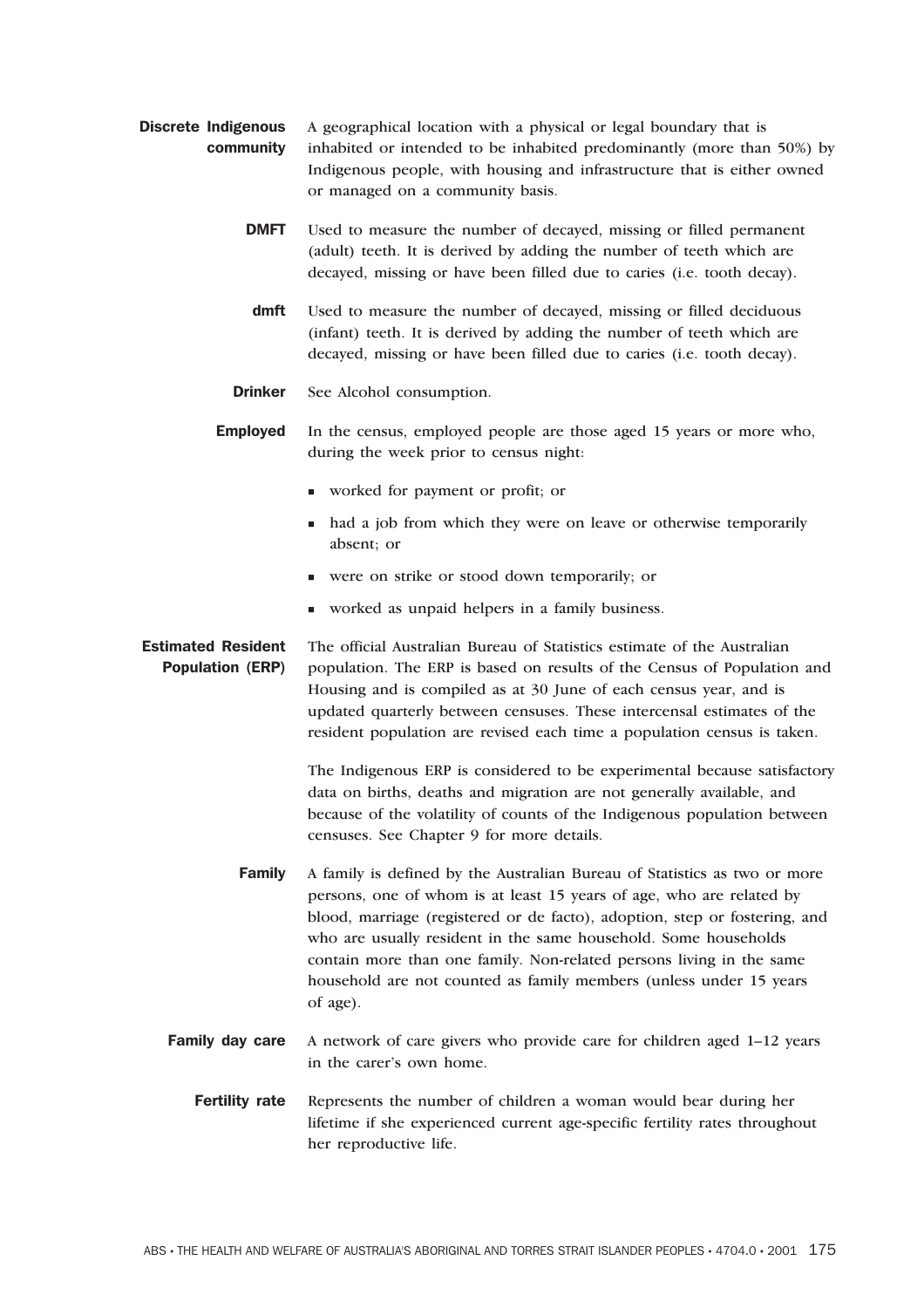**Discrete Indigenous community** A geographical location with a physical or legal boundary that is inhabited or intended to be inhabited predominantly (more than 50%) by Indigenous people, with housing and infrastructure that is either owned or managed on a community basis.

**DMFT** Used to measure the number of decayed, missing or filled permanent (adult) teeth. It is derived by adding the number of teeth which are decayed, missing or have been filled due to caries (i.e. tooth decay).

**dmft** Used to measure the number of decayed, missing or filled deciduous (infant) teeth. It is derived by adding the number of teeth which are decayed, missing or have been filled due to caries (i.e. tooth decay).

**Drinker** See Alcohol consumption.

**Employed** In the census, employed people are those aged 15 years or more who, during the week prior to census night:

- worked for payment or profit; or
- had a job from which they were on leave or otherwise temporarily absent; or
- were on strike or stood down temporarily; or
- worked as unpaid helpers in a family business.

**Estimated Resident Population (ERP)** The official Australian Bureau of Statistics estimate of the Australian population. The ERP is based on results of the Census of Population and Housing and is compiled as at 30 June of each census year, and is updated quarterly between censuses. These intercensal estimates of the resident population are revised each time a population census is taken.

The Indigenous ERP is considered to be experimental because satisfactory data on births, deaths and migration are not generally available, and because of the volatility of counts of the Indigenous population between censuses. See Chapter 9 for more details.

**Family** A family is defined by the Australian Bureau of Statistics as two or more persons, one of whom is at least 15 years of age, who are related by blood, marriage (registered or de facto), adoption, step or fostering, and who are usually resident in the same household. Some households contain more than one family. Non-related persons living in the same household are not counted as family members (unless under 15 years of age).

**Family day care** A network of care givers who provide care for children aged 1–12 years in the carer's own home.

**Fertility rate** Represents the number of children a woman would bear during her lifetime if she experienced current age-specific fertility rates throughout her reproductive life.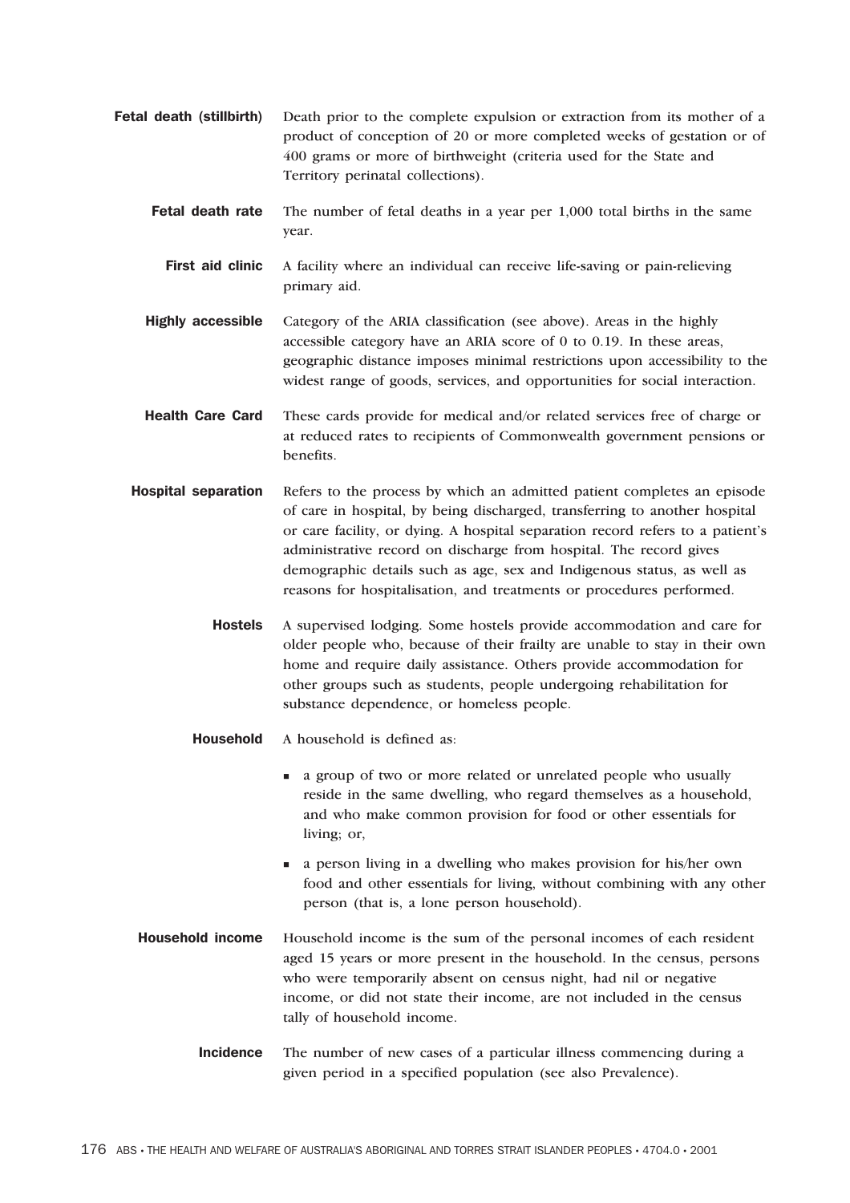**Fetal death (stillbirth)** Death prior to the complete expulsion or extraction from its mother of a product of conception of 20 or more completed weeks of gestation or of 400 grams or more of birthweight (criteria used for the State and Territory perinatal collections).

**Fetal death rate** The number of fetal deaths in a year per 1,000 total births in the same year.

**First aid clinic** A facility where an individual can receive life-saving or pain-relieving primary aid.

**Highly accessible** Category of the ARIA classification (see above). Areas in the highly accessible category have an ARIA score of 0 to 0.19. In these areas, geographic distance imposes minimal restrictions upon accessibility to the widest range of goods, services, and opportunities for social interaction.

**Health Care Card** These cards provide for medical and/or related services free of charge or at reduced rates to recipients of Commonwealth government pensions or benefits.

**Hospital separation** Refers to the process by which an admitted patient completes an episode of care in hospital, by being discharged, transferring to another hospital or care facility, or dying. A hospital separation record refers to a patient's administrative record on discharge from hospital. The record gives demographic details such as age, sex and Indigenous status, as well as reasons for hospitalisation, and treatments or procedures performed.

**Hostels** A supervised lodging. Some hostels provide accommodation and care for older people who, because of their frailty are unable to stay in their own home and require daily assistance. Others provide accommodation for other groups such as students, people undergoing rehabilitation for substance dependence, or homeless people.

**Household** A household is defined as:

- a group of two or more related or unrelated people who usually reside in the same dwelling, who regard themselves as a household, and who make common provision for food or other essentials for living; or,
- a person living in a dwelling who makes provision for his/her own food and other essentials for living, without combining with any other person (that is, a lone person household).

**Household income** Household income is the sum of the personal incomes of each resident aged 15 years or more present in the household. In the census, persons who were temporarily absent on census night, had nil or negative income, or did not state their income, are not included in the census tally of household income.

**Incidence** The number of new cases of a particular illness commencing during a given period in a specified population (see also Prevalence).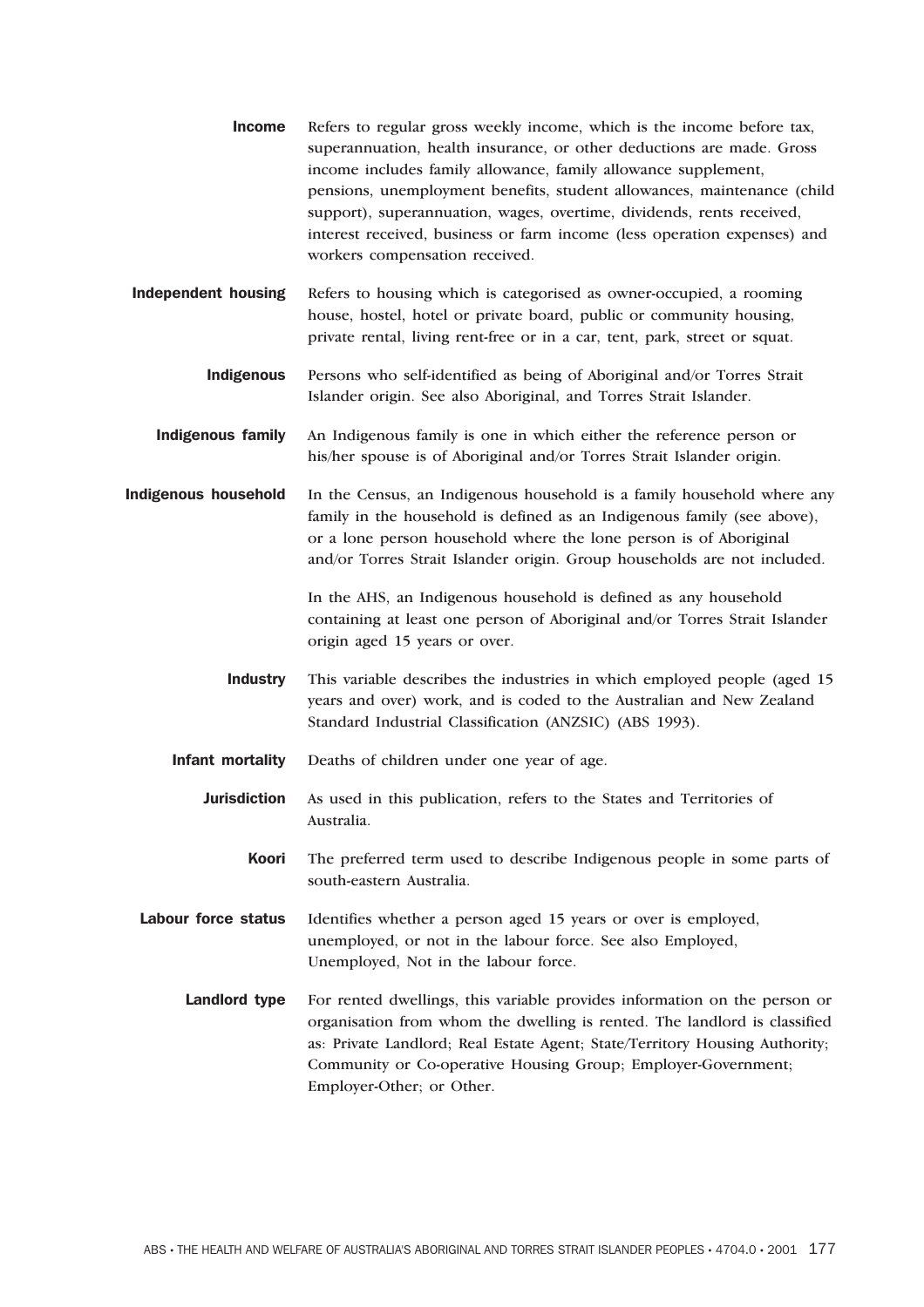**Income** Refers to regular gross weekly income, which is the income before tax, superannuation, health insurance, or other deductions are made. Gross income includes family allowance, family allowance supplement, pensions, unemployment benefits, student allowances, maintenance (child support), superannuation, wages, overtime, dividends, rents received, interest received, business or farm income (less operation expenses) and workers compensation received.

**Independent housing** Refers to housing which is categorised as owner-occupied, a rooming house, hostel, hotel or private board, public or community housing, private rental, living rent-free or in a car, tent, park, street or squat.

**Indigenous** Persons who self-identified as being of Aboriginal and/or Torres Strait Islander origin. See also Aboriginal, and Torres Strait Islander.

**Indigenous family** An Indigenous family is one in which either the reference person or his/her spouse is of Aboriginal and/or Torres Strait Islander origin.

**Indigenous household** In the Census, an Indigenous household is a family household where any family in the household is defined as an Indigenous family (see above), or a lone person household where the lone person is of Aboriginal and/or Torres Strait Islander origin. Group households are not included.

In the AHS, an Indigenous household is defined as any household containing at least one person of Aboriginal and/or Torres Strait Islander origin aged 15 years or over.

**Industry** This variable describes the industries in which employed people (aged 15 years and over) work, and is coded to the Australian and New Zealand Standard Industrial Classification (ANZSIC) (ABS 1993).

**Infant mortality** Deaths of children under one year of age.

**Jurisdiction** As used in this publication, refers to the States and Territories of Australia.

**Koori** The preferred term used to describe Indigenous people in some parts of south-eastern Australia.

**Labour force status** Identifies whether a person aged 15 years or over is employed, unemployed, or not in the labour force. See also Employed, Unemployed, Not in the labour force.

**Landlord type** For rented dwellings, this variable provides information on the person or organisation from whom the dwelling is rented. The landlord is classified as: Private Landlord; Real Estate Agent; State/Territory Housing Authority; Community or Co-operative Housing Group; Employer-Government; Employer-Other; or Other.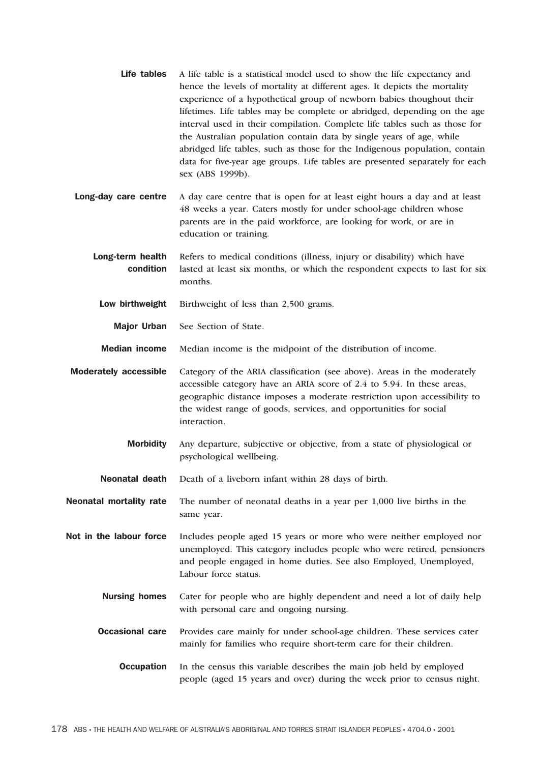**Life tables** A life table is a statistical model used to show the life expectancy and hence the levels of mortality at different ages. It depicts the mortality experience of a hypothetical group of newborn babies thoughout their lifetimes. Life tables may be complete or abridged, depending on the age interval used in their compilation. Complete life tables such as those for the Australian population contain data by single years of age, while abridged life tables, such as those for the Indigenous population, contain data for five-year age groups. Life tables are presented separately for each sex (ABS 1999b).

**Long-day care centre** A day care centre that is open for at least eight hours a day and at least 48 weeks a year. Caters mostly for under school-age children whose parents are in the paid workforce, are looking for work, or are in education or training.

**Long-term health condition** Refers to medical conditions (illness, injury or disability) which have lasted at least six months, or which the respondent expects to last for six months.

**Low birthweight** Birthweight of less than 2,500 grams.

**Major Urban** See Section of State.

**Median income** Median income is the midpoint of the distribution of income.

**Moderately accessible** Category of the ARIA classification (see above). Areas in the moderately accessible category have an ARIA score of 2.4 to 5.94. In these areas, geographic distance imposes a moderate restriction upon accessibility to the widest range of goods, services, and opportunities for social interaction.

**Morbidity** Any departure, subjective or objective, from a state of physiological or psychological wellbeing.

**Neonatal death** Death of a liveborn infant within 28 days of birth.

**Neonatal mortality rate** The number of neonatal deaths in a year per 1,000 live births in the same year.

**Not in the labour force** Includes people aged 15 years or more who were neither employed nor unemployed. This category includes people who were retired, pensioners and people engaged in home duties. See also Employed, Unemployed, Labour force status.

**Nursing homes** Cater for people who are highly dependent and need a lot of daily help with personal care and ongoing nursing.

**Occasional care** Provides care mainly for under school-age children. These services cater mainly for families who require short-term care for their children.

**Occupation** In the census this variable describes the main job held by employed people (aged 15 years and over) during the week prior to census night.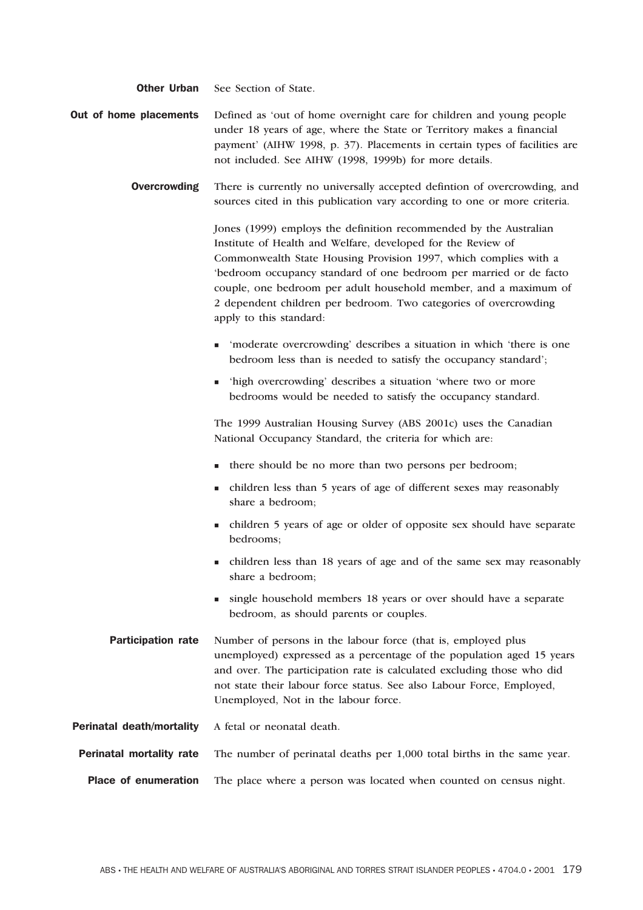**Other Urban** See Section of State.

**Out of home placements** Defined as 'out of home overnight care for children and young people under 18 years of age, where the State or Territory makes a financial payment' (AIHW 1998, p. 37). Placements in certain types of facilities are not included. See AIHW (1998, 1999b) for more details.

**Overcrowding** There is currently no universally accepted defintion of overcrowding, and sources cited in this publication vary according to one or more criteria.

Jones (1999) employs the definition recommended by the Australian Institute of Health and Welfare, developed for the Review of Commonwealth State Housing Provision 1997, which complies with a 'bedroom occupancy standard of one bedroom per married or de facto couple, one bedroom per adult household member, and a maximum of 2 dependent children per bedroom. Two categories of overcrowding apply to this standard:

- 'moderate overcrowding' describes a situation in which 'there is one bedroom less than is needed to satisfy the occupancy standard';
- 'high overcrowding' describes a situation 'where two or more bedrooms would be needed to satisfy the occupancy standard.

The 1999 Australian Housing Survey (ABS 2001c) uses the Canadian National Occupancy Standard, the criteria for which are:

- there should be no more than two persons per bedroom;
- children less than 5 years of age of different sexes may reasonably share a bedroom;
- children 5 years of age or older of opposite sex should have separate bedrooms;
- children less than 18 years of age and of the same sex may reasonably share a bedroom;
- single household members 18 years or over should have a separate bedroom, as should parents or couples.

**Participation rate** Number of persons in the labour force (that is, employed plus unemployed) expressed as a percentage of the population aged 15 years and over. The participation rate is calculated excluding those who did not state their labour force status. See also Labour Force, Employed, Unemployed, Not in the labour force.

**Perinatal death/mortality** A fetal or neonatal death.

**Perinatal mortality rate** The number of perinatal deaths per 1,000 total births in the same year.

**Place of enumeration** The place where a person was located when counted on census night.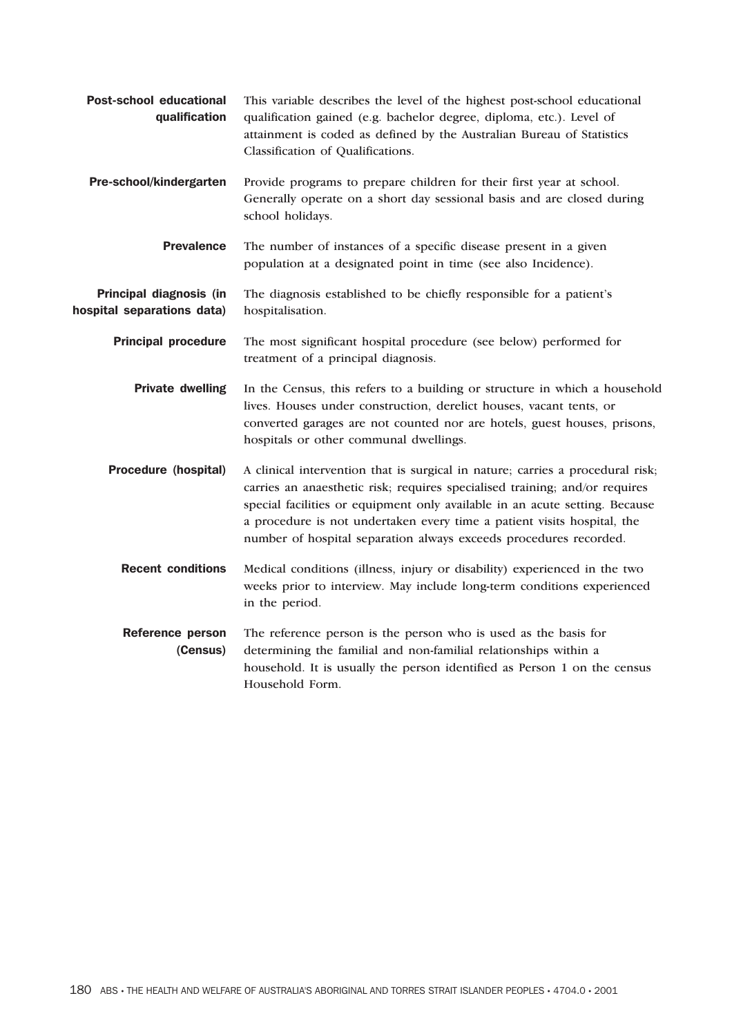**Post-school educational qualification** This variable describes the level of the highest post-school educational qualification gained (e.g. bachelor degree, diploma, etc.). Level of attainment is coded as defined by the Australian Bureau of Statistics Classification of Qualifications.

**Pre-school/kindergarten** Provide programs to prepare children for their first year at school. Generally operate on a short day sessional basis and are closed during school holidays.

**Prevalence** The number of instances of a specific disease present in a given population at a designated point in time (see also Incidence).

**Principal diagnosis (in hospital separations data)** The diagnosis established to be chiefly responsible for a patient's hospitalisation.

**Principal procedure** The most significant hospital procedure (see below) performed for treatment of a principal diagnosis.

**Private dwelling** In the Census, this refers to a building or structure in which a household lives. Houses under construction, derelict houses, vacant tents, or converted garages are not counted nor are hotels, guest houses, prisons, hospitals or other communal dwellings.

**Procedure (hospital)** A clinical intervention that is surgical in nature; carries a procedural risk; carries an anaesthetic risk; requires specialised training; and/or requires special facilities or equipment only available in an acute setting. Because a procedure is not undertaken every time a patient visits hospital, the number of hospital separation always exceeds procedures recorded.

**Recent conditions** Medical conditions (illness, injury or disability) experienced in the two weeks prior to interview. May include long-term conditions experienced in the period.

**Reference person (Census)** The reference person is the person who is used as the basis for determining the familial and non-familial relationships within a household. It is usually the person identified as Person 1 on the census Household Form.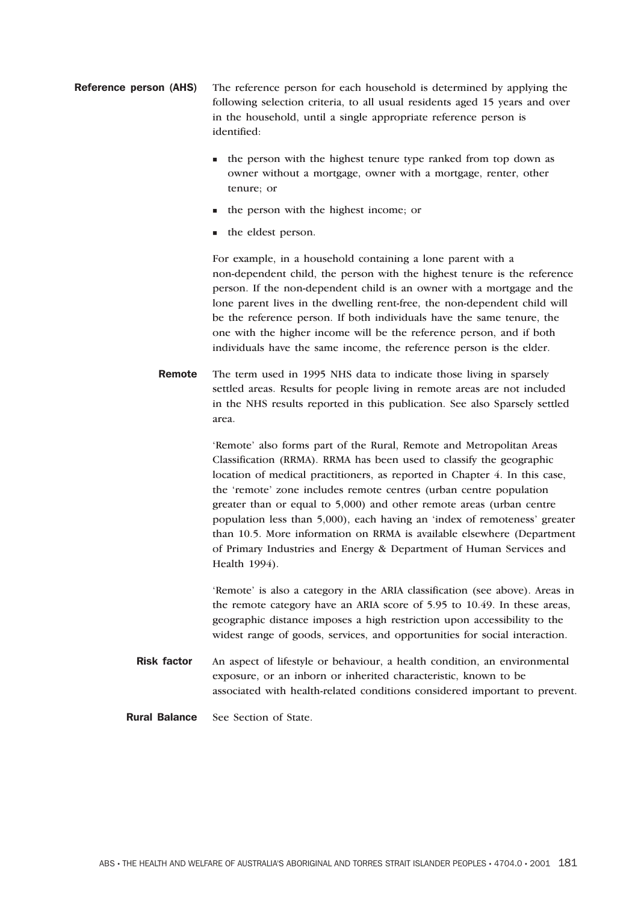**Reference person (AHS)** The reference person for each household is determined by applying the following selection criteria, to all usual residents aged 15 years and over in the household, until a single appropriate reference person is identified:

- the person with the highest tenure type ranked from top down as owner without a mortgage, owner with a mortgage, renter, other tenure; or
- the person with the highest income; or
- the eldest person.

For example, in a household containing a lone parent with a non-dependent child, the person with the highest tenure is the reference person. If the non-dependent child is an owner with a mortgage and the lone parent lives in the dwelling rent-free, the non-dependent child will be the reference person. If both individuals have the same tenure, the one with the higher income will be the reference person, and if both individuals have the same income, the reference person is the elder.

**Remote** The term used in 1995 NHS data to indicate those living in sparsely settled areas. Results for people living in remote areas are not included in the NHS results reported in this publication. See also Sparsely settled area.

'Remote' also forms part of the Rural, Remote and Metropolitan Areas Classification (RRMA). RRMA has been used to classify the geographic location of medical practitioners, as reported in Chapter 4. In this case, the 'remote' zone includes remote centres (urban centre population greater than or equal to 5,000) and other remote areas (urban centre population less than 5,000), each having an 'index of remoteness' greater than 10.5. More information on RRMA is available elsewhere (Department of Primary Industries and Energy & Department of Human Services and Health 1994).

'Remote' is also a category in the ARIA classification (see above). Areas in the remote category have an ARIA score of 5.95 to 10.49. In these areas, geographic distance imposes a high restriction upon accessibility to the widest range of goods, services, and opportunities for social interaction.

**Risk factor** An aspect of lifestyle or behaviour, a health condition, an environmental exposure, or an inborn or inherited characteristic, known to be associated with health-related conditions considered important to prevent.

**Rural Balance** See Section of State.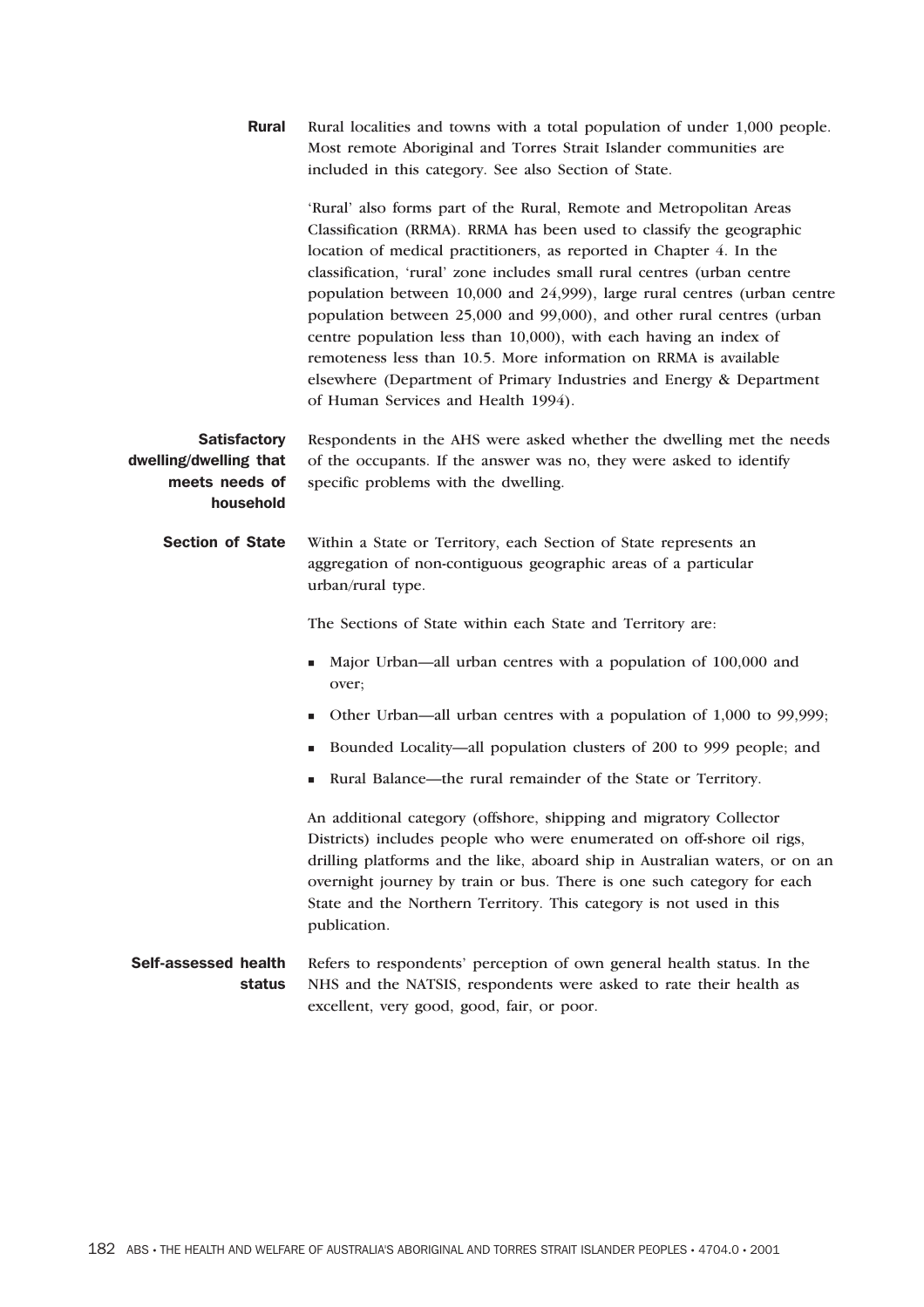**Rural** Rural localities and towns with a total population of under 1,000 people. Most remote Aboriginal and Torres Strait Islander communities are included in this category. See also Section of State.

'Rural' also forms part of the Rural, Remote and Metropolitan Areas Classification (RRMA). RRMA has been used to classify the geographic location of medical practitioners, as reported in Chapter 4. In the classification, 'rural' zone includes small rural centres (urban centre population between 10,000 and 24,999), large rural centres (urban centre population between 25,000 and 99,000), and other rural centres (urban centre population less than 10,000), with each having an index of remoteness less than 10.5. More information on RRMA is available elsewhere (Department of Primary Industries and Energy & Department of Human Services and Health 1994).

**Satisfactory dwelling/dwelling that meets needs of household** Respondents in the AHS were asked whether the dwelling met the needs of the occupants. If the answer was no, they were asked to identify specific problems with the dwelling.

**Section of State** Within a State or Territory, each Section of State represents an aggregation of non-contiguous geographic areas of a particular urban/rural type.

The Sections of State within each State and Territory are:

- Major Urban—all urban centres with a population of 100,000 and over;
- Other Urban—all urban centres with a population of 1,000 to 99,999;
- Bounded Locality—all population clusters of 200 to 999 people; and
- Rural Balance—the rural remainder of the State or Territory.

An additional category (offshore, shipping and migratory Collector Districts) includes people who were enumerated on off-shore oil rigs, drilling platforms and the like, aboard ship in Australian waters, or on an overnight journey by train or bus. There is one such category for each State and the Northern Territory. This category is not used in this publication.

**Self-assessed health status** Refers to respondents' perception of own general health status. In the NHS and the NATSIS, respondents were asked to rate their health as excellent, very good, good, fair, or poor.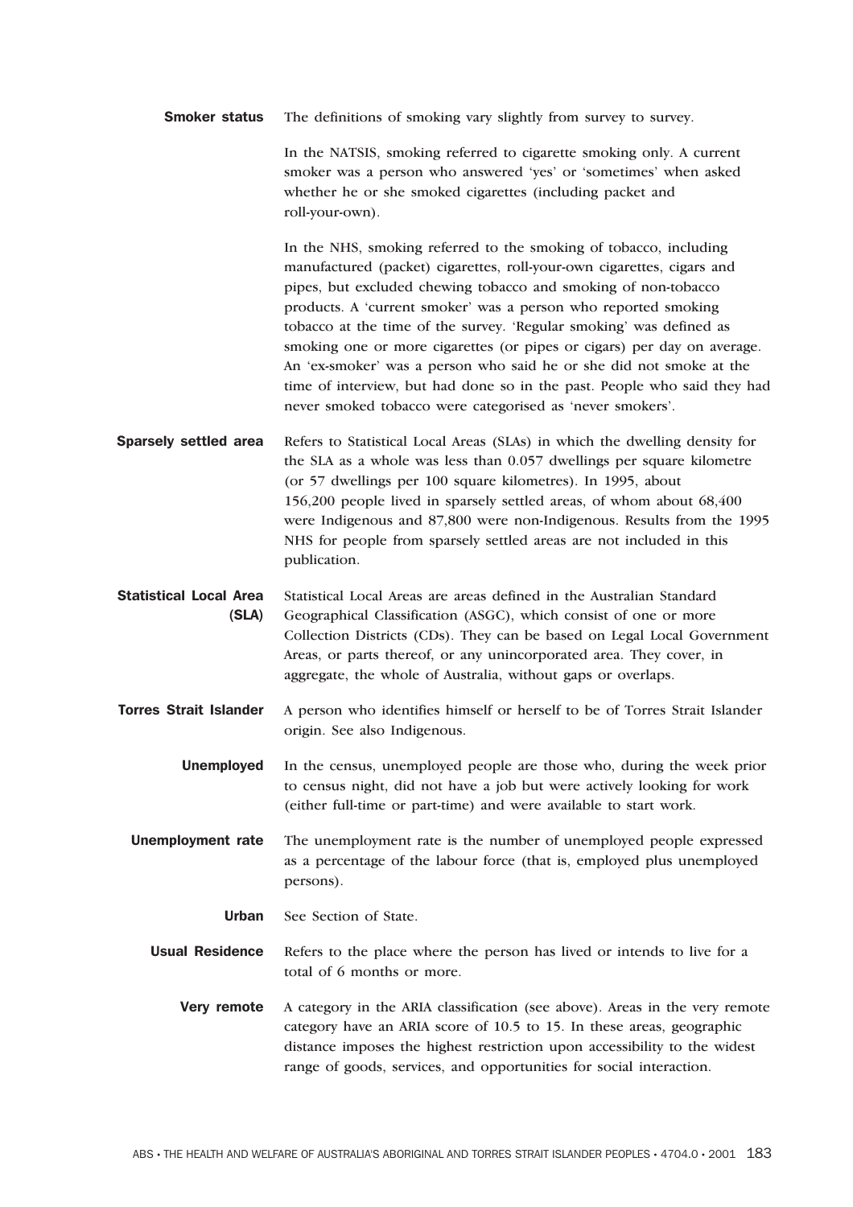**Smoker status** The definitions of smoking vary slightly from survey to survey.

In the NATSIS, smoking referred to cigarette smoking only. A current smoker was a person who answered 'yes' or 'sometimes' when asked whether he or she smoked cigarettes (including packet and roll-your-own).

In the NHS, smoking referred to the smoking of tobacco, including manufactured (packet) cigarettes, roll-your-own cigarettes, cigars and pipes, but excluded chewing tobacco and smoking of non-tobacco products. A 'current smoker' was a person who reported smoking tobacco at the time of the survey. 'Regular smoking' was defined as smoking one or more cigarettes (or pipes or cigars) per day on average. An 'ex-smoker' was a person who said he or she did not smoke at the time of interview, but had done so in the past. People who said they had never smoked tobacco were categorised as 'never smokers'.

**Sparsely settled area** Refers to Statistical Local Areas (SLAs) in which the dwelling density for the SLA as a whole was less than 0.057 dwellings per square kilometre (or 57 dwellings per 100 square kilometres). In 1995, about 156,200 people lived in sparsely settled areas, of whom about 68,400 were Indigenous and 87,800 were non-Indigenous. Results from the 1995 NHS for people from sparsely settled areas are not included in this publication.

**Statistical Local Area (SLA)** Statistical Local Areas are areas defined in the Australian Standard Geographical Classification (ASGC), which consist of one or more Collection Districts (CDs). They can be based on Legal Local Government Areas, or parts thereof, or any unincorporated area. They cover, in aggregate, the whole of Australia, without gaps or overlaps.

**Torres Strait Islander** A person who identifies himself or herself to be of Torres Strait Islander origin. See also Indigenous.

**Unemployed** In the census, unemployed people are those who, during the week prior to census night, did not have a job but were actively looking for work (either full-time or part-time) and were available to start work.

**Unemployment rate** The unemployment rate is the number of unemployed people expressed as a percentage of the labour force (that is, employed plus unemployed persons).

**Urban** See Section of State.

**Usual Residence** Refers to the place where the person has lived or intends to live for a total of 6 months or more.

**Very remote** A category in the ARIA classification (see above). Areas in the very remote category have an ARIA score of 10.5 to 15. In these areas, geographic distance imposes the highest restriction upon accessibility to the widest range of goods, services, and opportunities for social interaction.